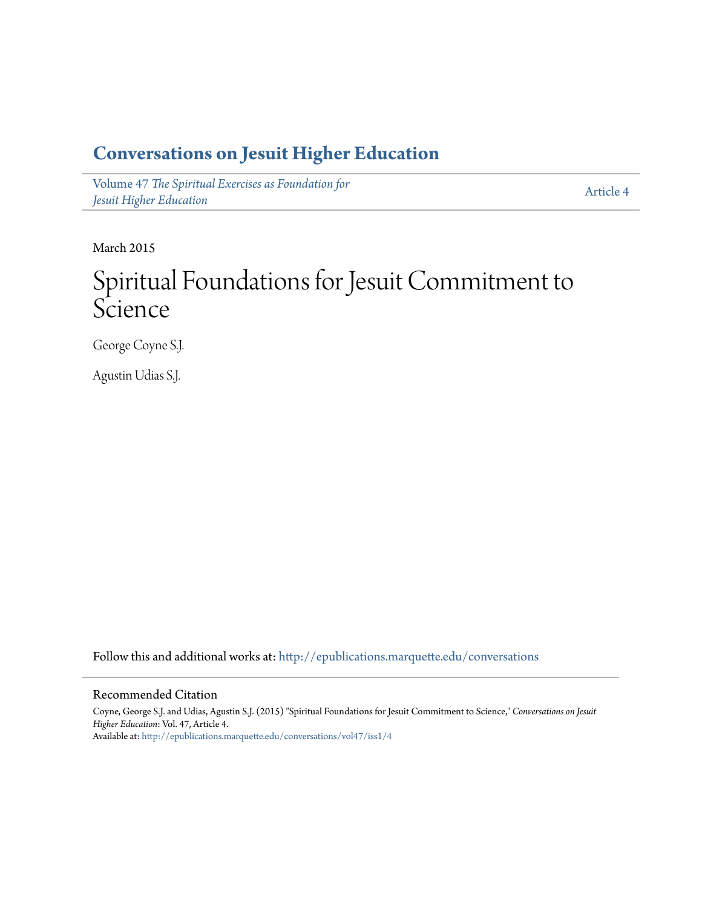# Conversations on Jesuit Higher Education

Volume 47 *The Spiritual Exercises as Foundation for Jesuit Higher Education* — Article 4

March 2015

# Spiritual Foundations for Jesuit Commitment to Science

George Coyne S.J.

Agustin Udias S.J.

Follow this and additional works at: http://epublications.marquette.edu/conversations

## Recommended Citation

Coyne, George S.J. and Udias, Agustin S.J. (2015) "Spiritual Foundations for Jesuit Commitment to Science," *Conversations on Jesuit Higher Education*: Vol. 47, Article 4.
Available at: http://epublications.marquette.edu/conversations/vol47/iss1/4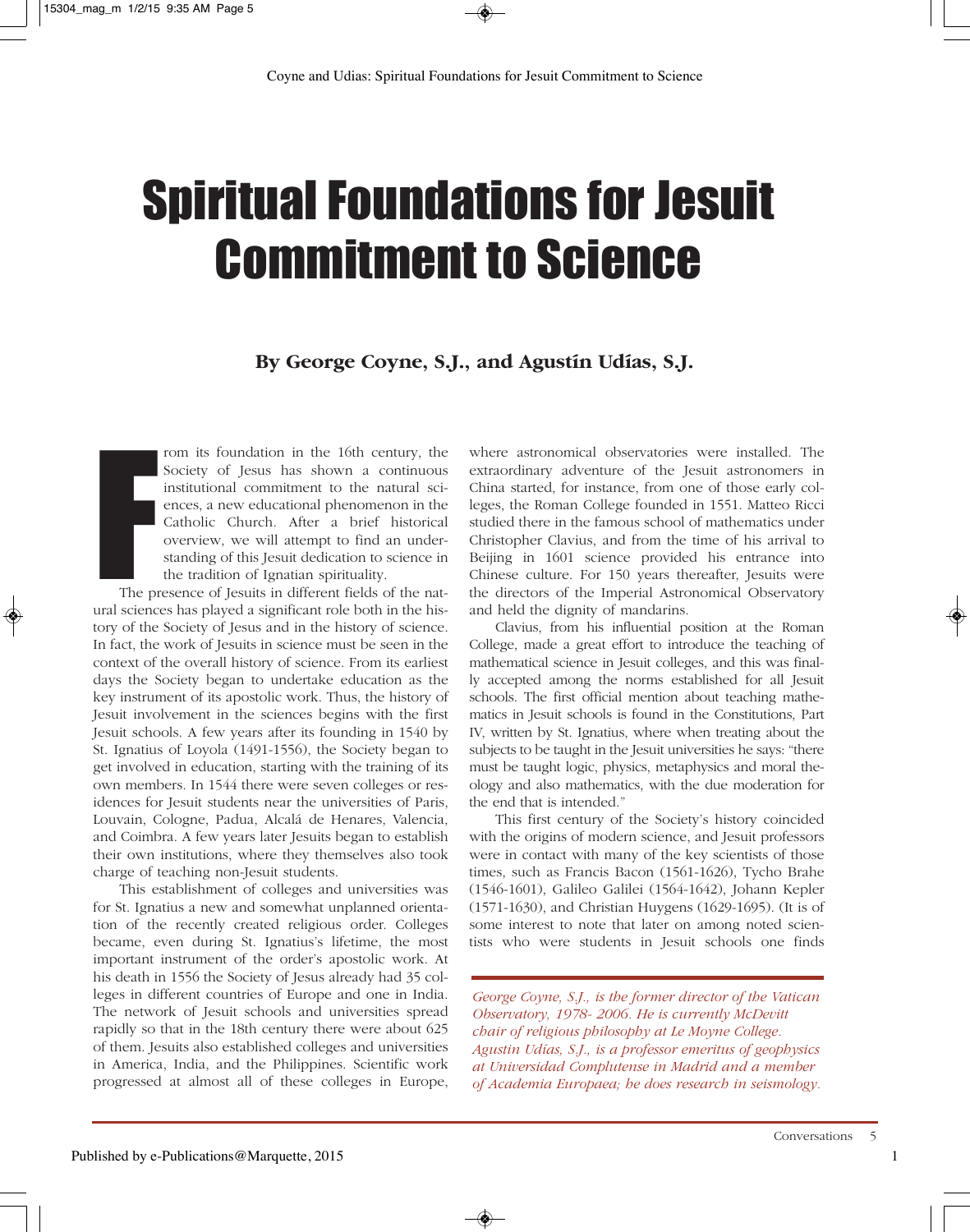# Spiritual Foundations for Jesuit Commitment to Science

**By George Coyne, S.J., and Agustín Udías, S.J.**

From its foundation in the 16th century, the Society of Jesus has shown a continuous institutional commitment to the natural sciences, a new educational phenomenon in the Catholic Church. After a brief historical overview, we will attempt to find an understanding of this Jesuit dedication to science in the tradition of Ignatian spirituality.

The presence of Jesuits in different fields of the natural sciences has played a significant role both in the history of the Society of Jesus and in the history of science. In fact, the work of Jesuits in science must be seen in the context of the overall history of science. From its earliest days the Society began to undertake education as the key instrument of its apostolic work. Thus, the history of Jesuit involvement in the sciences begins with the first Jesuit schools. A few years after its founding in 1540 by St. Ignatius of Loyola (1491-1556), the Society began to get involved in education, starting with the training of its own members. In 1544 there were seven colleges or residences for Jesuit students near the universities of Paris, Louvain, Cologne, Padua, Alcalá de Henares, Valencia, and Coimbra. A few years later Jesuits began to establish their own institutions, where they themselves also took charge of teaching non-Jesuit students.

This establishment of colleges and universities was for St. Ignatius a new and somewhat unplanned orientation of the recently created religious order. Colleges became, even during St. Ignatius's lifetime, the most important instrument of the order's apostolic work. At his death in 1556 the Society of Jesus already had 35 colleges in different countries of Europe and one in India. The network of Jesuit schools and universities spread rapidly so that in the 18th century there were about 625 of them. Jesuits also established colleges and universities in America, India, and the Philippines. Scientific work progressed at almost all of these colleges in Europe, where astronomical observatories were installed. The extraordinary adventure of the Jesuit astronomers in China started, for instance, from one of those early colleges, the Roman College founded in 1551. Matteo Ricci studied there in the famous school of mathematics under Christopher Clavius, and from the time of his arrival to Beijing in 1601 science provided his entrance into Chinese culture. For 150 years thereafter, Jesuits were the directors of the Imperial Astronomical Observatory and held the dignity of mandarins.

Clavius, from his influential position at the Roman College, made a great effort to introduce the teaching of mathematical science in Jesuit colleges, and this was finally accepted among the norms established for all Jesuit schools. The first official mention about teaching mathematics in Jesuit schools is found in the Constitutions, Part IV, written by St. Ignatius, where when treating about the subjects to be taught in the Jesuit universities he says: "there must be taught logic, physics, metaphysics and moral theology and also mathematics, with the due moderation for the end that is intended."

This first century of the Society's history coincided with the origins of modern science, and Jesuit professors were in contact with many of the key scientists of those times, such as Francis Bacon (1561-1626), Tycho Brahe (1546-1601), Galileo Galilei (1564-1642), Johann Kepler (1571-1630), and Christian Huygens (1629-1695). (It is of some interest to note that later on among noted scientists who were students in Jesuit schools one finds

*George Coyne, S.J., is the former director of the Vatican Observatory, 1978- 2006. He is currently McDevitt chair of religious philosophy at Le Moyne College. Agustin Udías, S.J., is a professor emeritus of geophysics at Universidad Complutense in Madrid and a member of Academia Europaea; he does research in seismology.*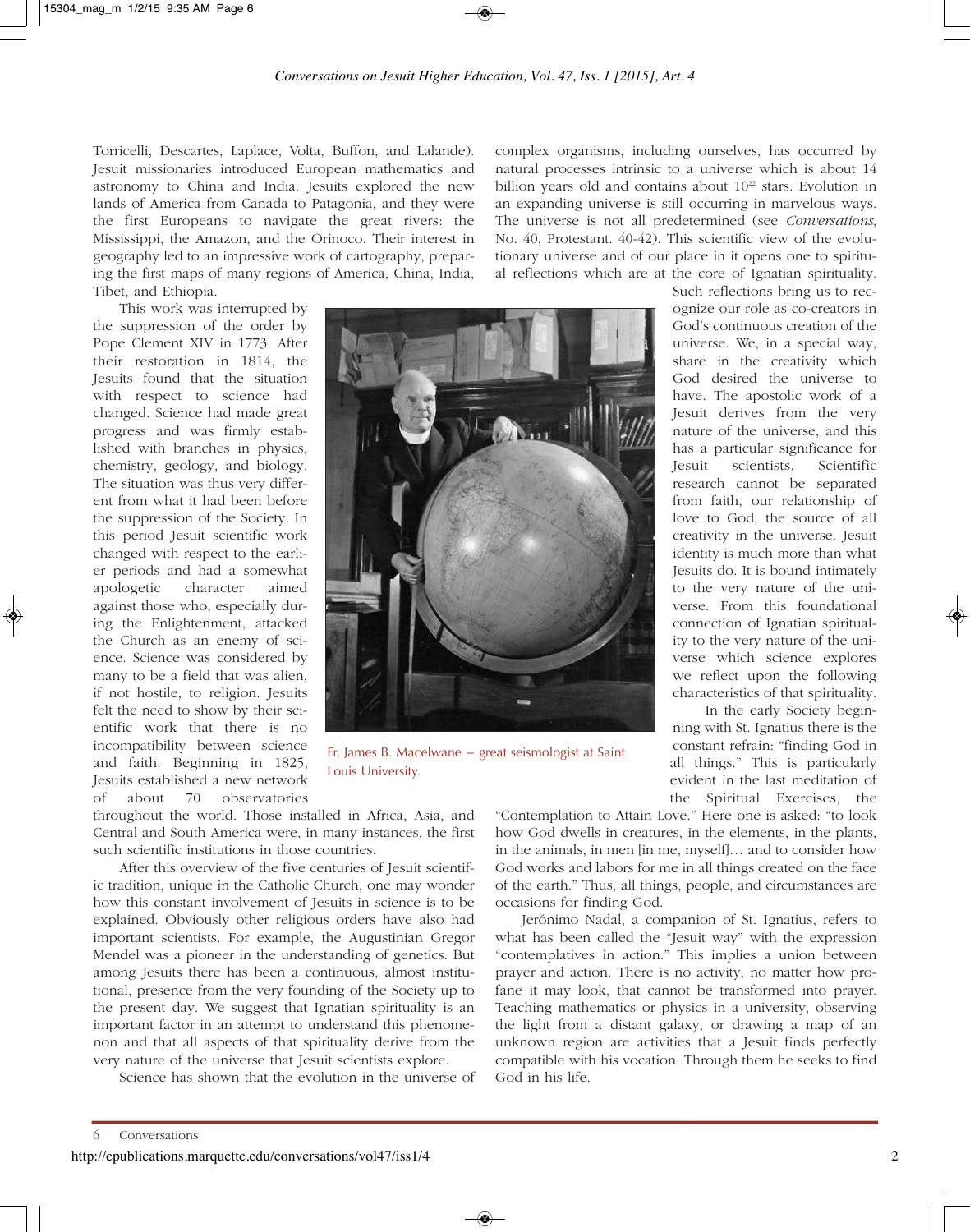Torricelli, Descartes, Laplace, Volta, Buffon, and Lalande). Jesuit missionaries introduced European mathematics and astronomy to China and India. Jesuits explored the new lands of America from Canada to Patagonia, and they were the first Europeans to navigate the great rivers: the Mississippi, the Amazon, and the Orinoco. Their interest in geography led to an impressive work of cartography, preparing the first maps of many regions of America, China, India, Tibet, and Ethiopia.

This work was interrupted by the suppression of the order by Pope Clement XIV in 1773. After their restoration in 1814, the Jesuits found that the situation with respect to science had changed. Science had made great progress and was firmly established with branches in physics, chemistry, geology, and biology. The situation was thus very different from what it had been before the suppression of the Society. In this period Jesuit scientific work changed with respect to the earlier periods and had a somewhat apologetic character aimed against those who, especially during the Enlightenment, attacked the Church as an enemy of science. Science was considered by many to be a field that was alien, if not hostile, to religion. Jesuits felt the need to show by their scientific work that there is no incompatibility between science and faith. Beginning in 1825, Jesuits established a new network of about 70 observatories throughout the world. Those installed in Africa, Asia, and Central and South America were, in many instances, the first such scientific institutions in those countries.

Fr. James B. Macelwane – great seismologist at Saint Louis University.

After this overview of the five centuries of Jesuit scientific tradition, unique in the Catholic Church, one may wonder how this constant involvement of Jesuits in science is to be explained. Obviously other religious orders have also had important scientists. For example, the Augustinian Gregor Mendel was a pioneer in the understanding of genetics. But among Jesuits there has been a continuous, almost institutional, presence from the very founding of the Society up to the present day. We suggest that Ignatian spirituality is an important factor in an attempt to understand this phenomenon and that all aspects of that spirituality derive from the very nature of the universe that Jesuit scientists explore.

Science has shown that the evolution in the universe of complex organisms, including ourselves, has occurred by natural processes intrinsic to a universe which is about 14 billion years old and contains about $10^{22}$ stars. Evolution in an expanding universe is still occurring in marvelous ways. The universe is not all predetermined (see *Conversations*, No. 40, Protestant. 40-42). This scientific view of the evolutionary universe and of our place in it opens one to spiritual reflections which are at the core of Ignatian spirituality. Such reflections bring us to recognize our role as co-creators in God's continuous creation of the universe. We, in a special way, share in the creativity which God desired the universe to have. The apostolic work of a Jesuit derives from the very nature of the universe, and this has a particular significance for Jesuit scientists. Scientific research cannot be separated from faith, our relationship of love to God, the source of all creativity in the universe. Jesuit identity is much more than what Jesuits do. It is bound intimately to the very nature of the universe. From this foundational connection of Ignatian spirituality to the very nature of the universe which science explores we reflect upon the following characteristics of that spirituality.

In the early Society beginning with St. Ignatius there is the constant refrain: "finding God in all things." This is particularly evident in the last meditation of the Spiritual Exercises, the "Contemplation to Attain Love." Here one is asked: "to look how God dwells in creatures, in the elements, in the plants, in the animals, in men [in me, myself]… and to consider how God works and labors for me in all things created on the face of the earth." Thus, all things, people, and circumstances are occasions for finding God.

Jerónimo Nadal, a companion of St. Ignatius, refers to what has been called the "Jesuit way" with the expression "contemplatives in action." This implies a union between prayer and action. There is no activity, no matter how profane it may look, that cannot be transformed into prayer. Teaching mathematics or physics in a university, observing the light from a distant galaxy, or drawing a map of an unknown region are activities that a Jesuit finds perfectly compatible with his vocation. Through them he seeks to find God in his life.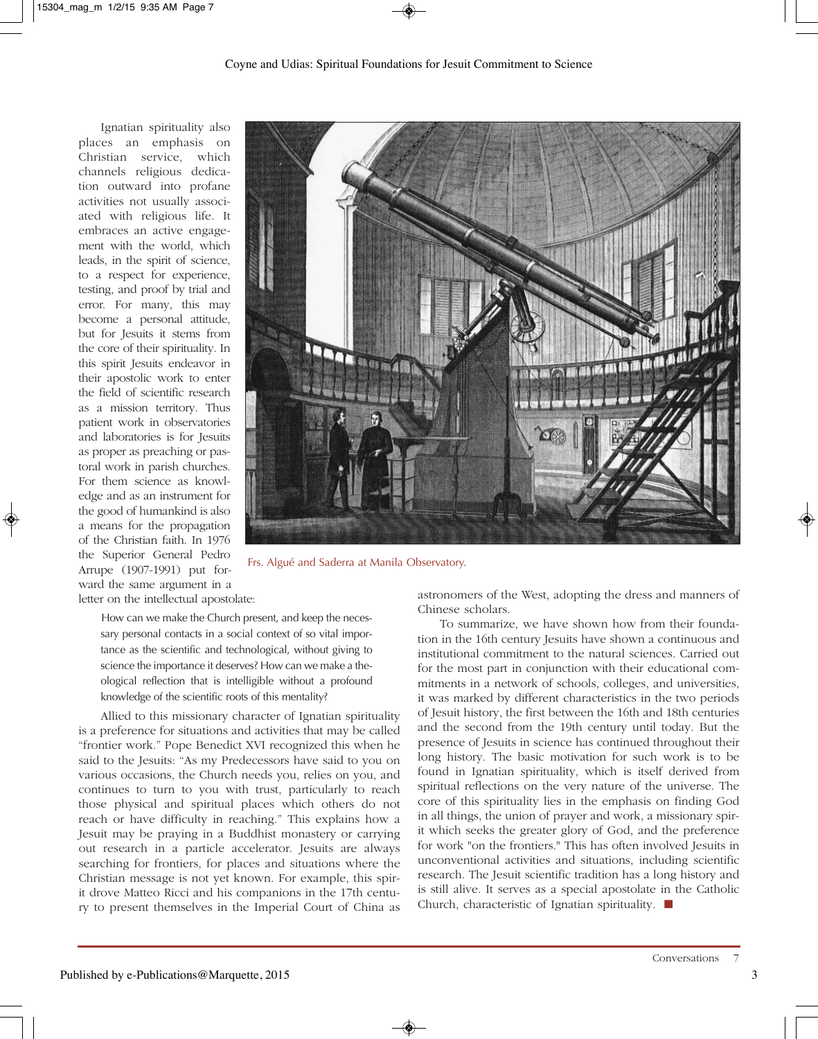Ignatian spirituality also places an emphasis on Christian service, which channels religious dedication outward into profane activities not usually associated with religious life. It embraces an active engagement with the world, which leads, in the spirit of science, to a respect for experience, testing, and proof by trial and error. For many, this may become a personal attitude, but for Jesuits it stems from the core of their spirituality. In this spirit Jesuits endeavor in their apostolic work to enter the field of scientific research as a mission territory. Thus patient work in observatories and laboratories is for Jesuits as proper as preaching or pastoral work in parish churches. For them science as knowledge and as an instrument for the good of humankind is also a means for the propagation of the Christian faith. In 1976 the Superior General Pedro Arrupe (1907-1991) put forward the same argument in a letter on the intellectual apostolate:

Frs. Algué and Saderra at Manila Observatory.

> How can we make the Church present, and keep the necessary personal contacts in a social context of so vital importance as the scientific and technological, without giving to science the importance it deserves? How can we make a theological reflection that is intelligible without a profound knowledge of the scientific roots of this mentality?

Allied to this missionary character of Ignatian spirituality is a preference for situations and activities that may be called "frontier work." Pope Benedict XVI recognized this when he said to the Jesuits: "As my Predecessors have said to you on various occasions, the Church needs you, relies on you, and continues to turn to you with trust, particularly to reach those physical and spiritual places which others do not reach or have difficulty in reaching." This explains how a Jesuit may be praying in a Buddhist monastery or carrying out research in a particle accelerator. Jesuits are always searching for frontiers, for places and situations where the Christian message is not yet known. For example, this spirit drove Matteo Ricci and his companions in the 17th century to present themselves in the Imperial Court of China as astronomers of the West, adopting the dress and manners of Chinese scholars.

To summarize, we have shown how from their foundation in the 16th century Jesuits have shown a continuous and institutional commitment to the natural sciences. Carried out for the most part in conjunction with their educational commitments in a network of schools, colleges, and universities, it was marked by different characteristics in the two periods of Jesuit history, the first between the 16th and 18th centuries and the second from the 19th century until today. But the presence of Jesuits in science has continued throughout their long history. The basic motivation for such work is to be found in Ignatian spirituality, which is itself derived from spiritual reflections on the very nature of the universe. The core of this spirituality lies in the emphasis on finding God in all things, the union of prayer and work, a missionary spirit which seeks the greater glory of God, and the preference for work "on the frontiers." This has often involved Jesuits in unconventional activities and situations, including scientific research. The Jesuit scientific tradition has a long history and is still alive. It serves as a special apostolate in the Catholic Church, characteristic of Ignatian spirituality. ■